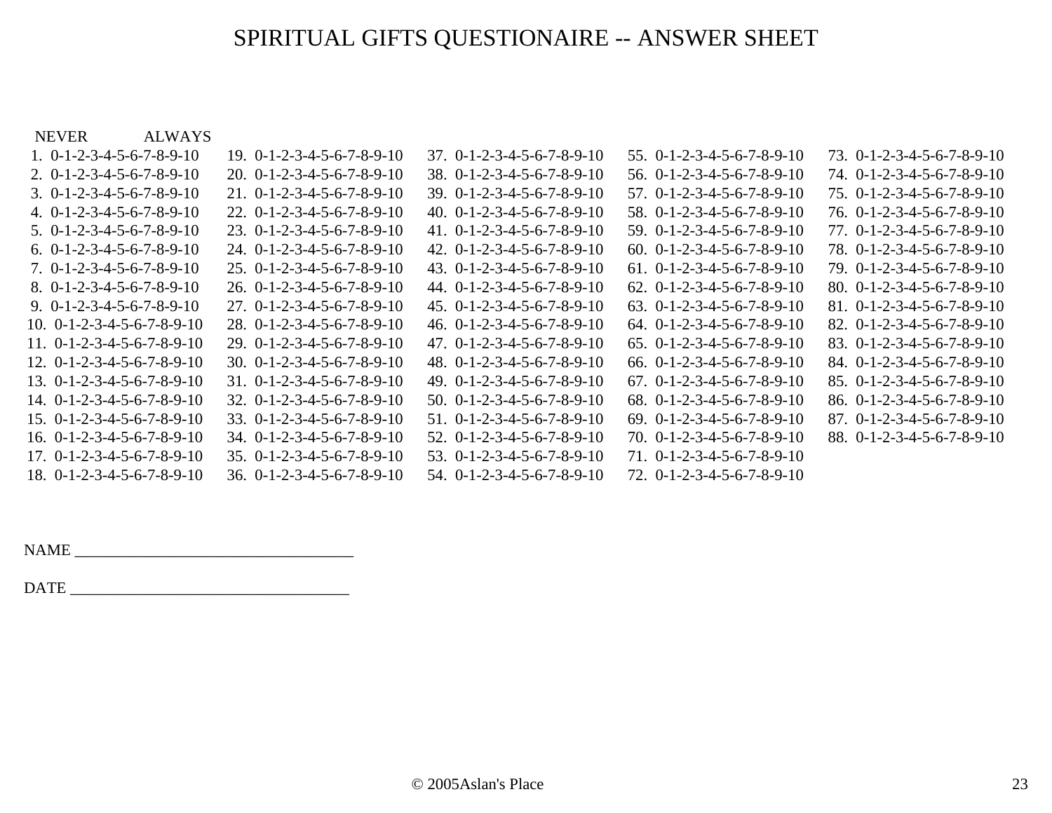# SPIRITUAL GIFTS QUESTIONAIRE -- ANSWER SHEET

| NEVER ALWAYS | | | | |
|---|---|---|---|---|
| 1. 0-1-2-3-4-5-6-7-8-9-10 | 19. 0-1-2-3-4-5-6-7-8-9-10 | 37. 0-1-2-3-4-5-6-7-8-9-10 | 55. 0-1-2-3-4-5-6-7-8-9-10 | 73. 0-1-2-3-4-5-6-7-8-9-10 |
| 2. 0-1-2-3-4-5-6-7-8-9-10 | 20. 0-1-2-3-4-5-6-7-8-9-10 | 38. 0-1-2-3-4-5-6-7-8-9-10 | 56. 0-1-2-3-4-5-6-7-8-9-10 | 74. 0-1-2-3-4-5-6-7-8-9-10 |
| 3. 0-1-2-3-4-5-6-7-8-9-10 | 21. 0-1-2-3-4-5-6-7-8-9-10 | 39. 0-1-2-3-4-5-6-7-8-9-10 | 57. 0-1-2-3-4-5-6-7-8-9-10 | 75. 0-1-2-3-4-5-6-7-8-9-10 |
| 4. 0-1-2-3-4-5-6-7-8-9-10 | 22. 0-1-2-3-4-5-6-7-8-9-10 | 40. 0-1-2-3-4-5-6-7-8-9-10 | 58. 0-1-2-3-4-5-6-7-8-9-10 | 76. 0-1-2-3-4-5-6-7-8-9-10 |
| 5. 0-1-2-3-4-5-6-7-8-9-10 | 23. 0-1-2-3-4-5-6-7-8-9-10 | 41. 0-1-2-3-4-5-6-7-8-9-10 | 59. 0-1-2-3-4-5-6-7-8-9-10 | 77. 0-1-2-3-4-5-6-7-8-9-10 |
| 6. 0-1-2-3-4-5-6-7-8-9-10 | 24. 0-1-2-3-4-5-6-7-8-9-10 | 42. 0-1-2-3-4-5-6-7-8-9-10 | 60. 0-1-2-3-4-5-6-7-8-9-10 | 78. 0-1-2-3-4-5-6-7-8-9-10 |
| 7. 0-1-2-3-4-5-6-7-8-9-10 | 25. 0-1-2-3-4-5-6-7-8-9-10 | 43. 0-1-2-3-4-5-6-7-8-9-10 | 61. 0-1-2-3-4-5-6-7-8-9-10 | 79. 0-1-2-3-4-5-6-7-8-9-10 |
| 8. 0-1-2-3-4-5-6-7-8-9-10 | 26. 0-1-2-3-4-5-6-7-8-9-10 | 44. 0-1-2-3-4-5-6-7-8-9-10 | 62. 0-1-2-3-4-5-6-7-8-9-10 | 80. 0-1-2-3-4-5-6-7-8-9-10 |
| 9. 0-1-2-3-4-5-6-7-8-9-10 | 27. 0-1-2-3-4-5-6-7-8-9-10 | 45. 0-1-2-3-4-5-6-7-8-9-10 | 63. 0-1-2-3-4-5-6-7-8-9-10 | 81. 0-1-2-3-4-5-6-7-8-9-10 |
| 10. 0-1-2-3-4-5-6-7-8-9-10 | 28. 0-1-2-3-4-5-6-7-8-9-10 | 46. 0-1-2-3-4-5-6-7-8-9-10 | 64. 0-1-2-3-4-5-6-7-8-9-10 | 82. 0-1-2-3-4-5-6-7-8-9-10 |
| 11. 0-1-2-3-4-5-6-7-8-9-10 | 29. 0-1-2-3-4-5-6-7-8-9-10 | 47. 0-1-2-3-4-5-6-7-8-9-10 | 65. 0-1-2-3-4-5-6-7-8-9-10 | 83. 0-1-2-3-4-5-6-7-8-9-10 |
| 12. 0-1-2-3-4-5-6-7-8-9-10 | 30. 0-1-2-3-4-5-6-7-8-9-10 | 48. 0-1-2-3-4-5-6-7-8-9-10 | 66. 0-1-2-3-4-5-6-7-8-9-10 | 84. 0-1-2-3-4-5-6-7-8-9-10 |
| 13. 0-1-2-3-4-5-6-7-8-9-10 | 31. 0-1-2-3-4-5-6-7-8-9-10 | 49. 0-1-2-3-4-5-6-7-8-9-10 | 67. 0-1-2-3-4-5-6-7-8-9-10 | 85. 0-1-2-3-4-5-6-7-8-9-10 |
| 14. 0-1-2-3-4-5-6-7-8-9-10 | 32. 0-1-2-3-4-5-6-7-8-9-10 | 50. 0-1-2-3-4-5-6-7-8-9-10 | 68. 0-1-2-3-4-5-6-7-8-9-10 | 86. 0-1-2-3-4-5-6-7-8-9-10 |
| 15. 0-1-2-3-4-5-6-7-8-9-10 | 33. 0-1-2-3-4-5-6-7-8-9-10 | 51. 0-1-2-3-4-5-6-7-8-9-10 | 69. 0-1-2-3-4-5-6-7-8-9-10 | 87. 0-1-2-3-4-5-6-7-8-9-10 |
| 16. 0-1-2-3-4-5-6-7-8-9-10 | 34. 0-1-2-3-4-5-6-7-8-9-10 | 52. 0-1-2-3-4-5-6-7-8-9-10 | 70. 0-1-2-3-4-5-6-7-8-9-10 | 88. 0-1-2-3-4-5-6-7-8-9-10 |
| 17. 0-1-2-3-4-5-6-7-8-9-10 | 35. 0-1-2-3-4-5-6-7-8-9-10 | 53. 0-1-2-3-4-5-6-7-8-9-10 | 71. 0-1-2-3-4-5-6-7-8-9-10 | |
| 18. 0-1-2-3-4-5-6-7-8-9-10 | 36. 0-1-2-3-4-5-6-7-8-9-10 | 54. 0-1-2-3-4-5-6-7-8-9-10 | 72. 0-1-2-3-4-5-6-7-8-9-10 | |

NAME ___________________________________

DATE ___________________________________

© 2005Aslan's Place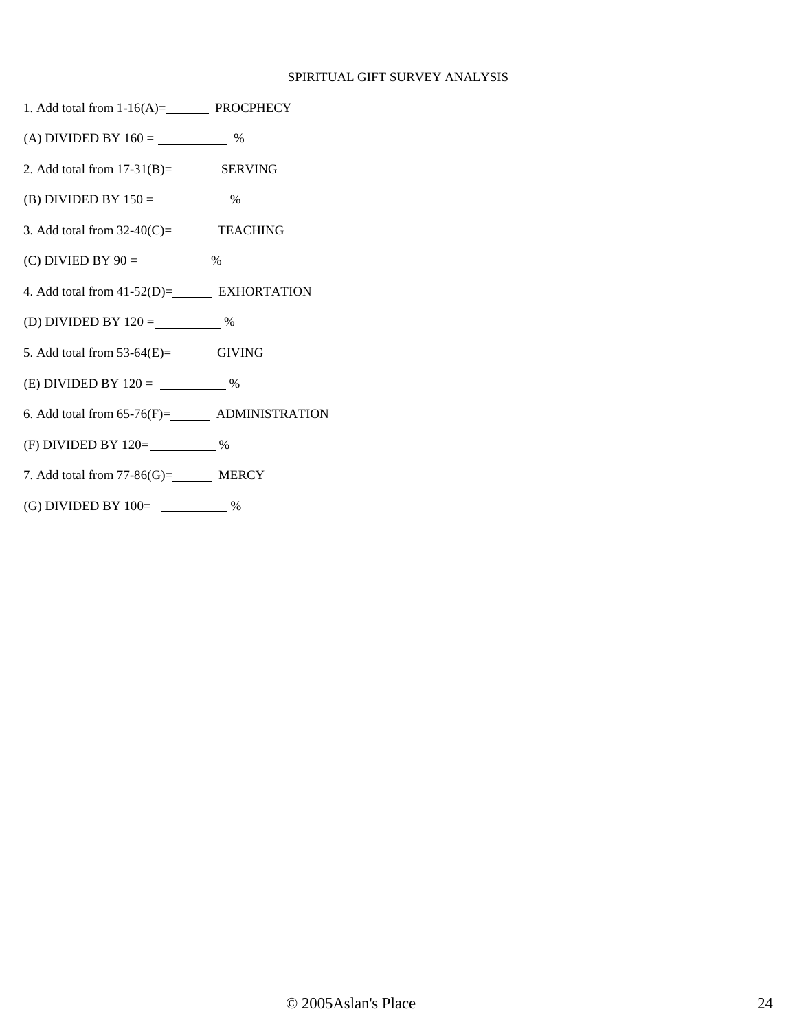SPIRITUAL GIFT SURVEY ANALYSIS

1. Add total from 1-16(A)=______ PROCPHECY

(A) DIVIDED BY 160 = __________ %

2. Add total from 17-31(B)=______ SERVING

(B) DIVIDED BY 150 = __________ %

3. Add total from 32-40(C)=______ TEACHING

(C) DIVIED BY 90 = __________ %

4. Add total from 41-52(D)=______ EXHORTATION

(D) DIVIDED BY 120 = __________ %

5. Add total from 53-64(E)=______ GIVING

(E) DIVIDED BY 120 = __________ %

6. Add total from 65-76(F)=______ ADMINISTRATION

(F) DIVIDED BY 120= __________ %

7. Add total from 77-86(G)=______ MERCY

(G) DIVIDED BY 100= __________ %

© 2005Aslan's Place